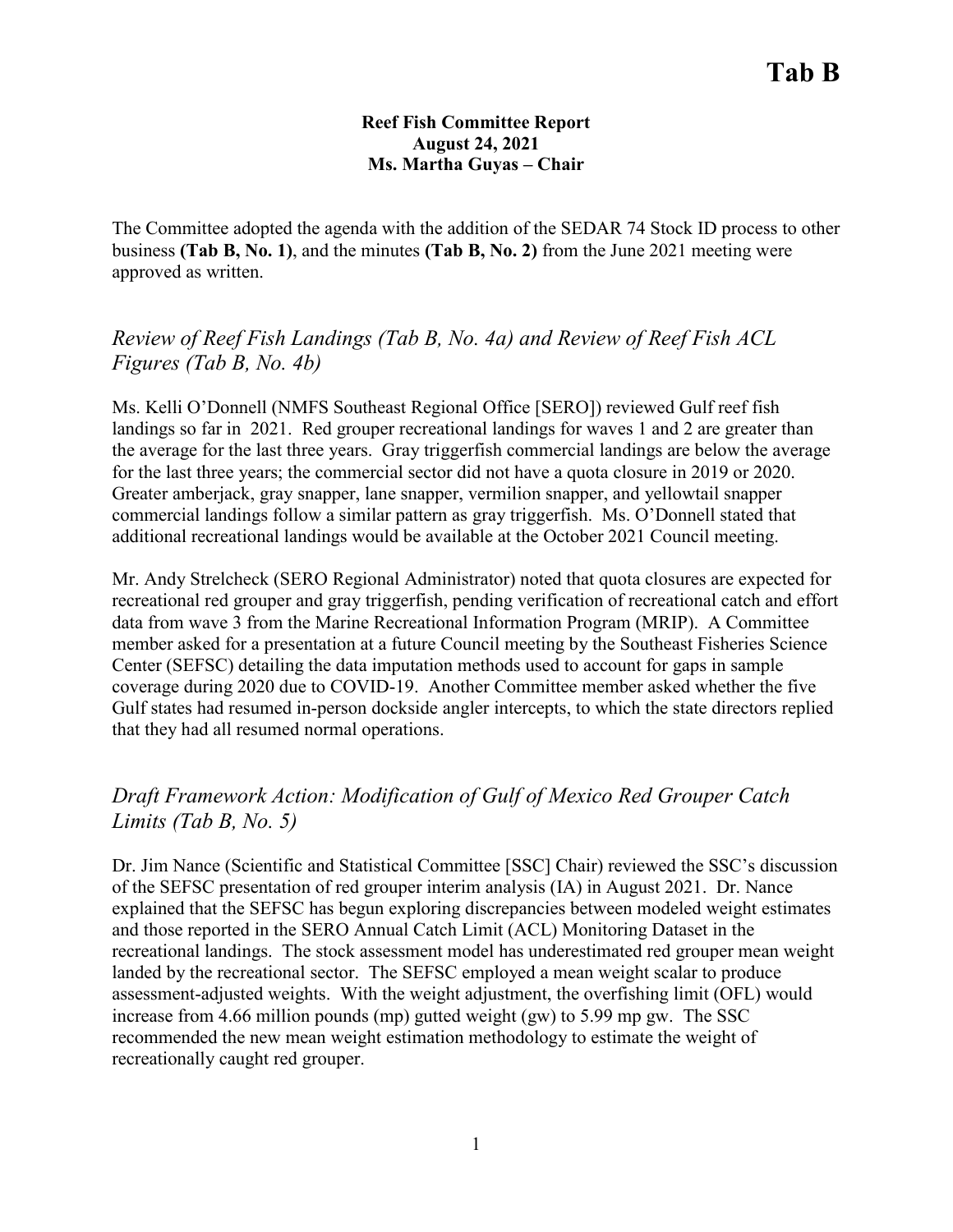# Tab B

**Reef Fish Committee Report**
**August 24, 2021**
**Ms. Martha Guyas – Chair**

The Committee adopted the agenda with the addition of the SEDAR 74 Stock ID process to other business **(Tab B, No. 1)**, and the minutes **(Tab B, No. 2)** from the June 2021 meeting were approved as written.

## *Review of Reef Fish Landings (Tab B, No. 4a) and Review of Reef Fish ACL Figures (Tab B, No. 4b)*

Ms. Kelli O'Donnell (NMFS Southeast Regional Office [SERO]) reviewed Gulf reef fish landings so far in 2021. Red grouper recreational landings for waves 1 and 2 are greater than the average for the last three years. Gray triggerfish commercial landings are below the average for the last three years; the commercial sector did not have a quota closure in 2019 or 2020. Greater amberjack, gray snapper, lane snapper, vermilion snapper, and yellowtail snapper commercial landings follow a similar pattern as gray triggerfish. Ms. O'Donnell stated that additional recreational landings would be available at the October 2021 Council meeting.

Mr. Andy Strelcheck (SERO Regional Administrator) noted that quota closures are expected for recreational red grouper and gray triggerfish, pending verification of recreational catch and effort data from wave 3 from the Marine Recreational Information Program (MRIP). A Committee member asked for a presentation at a future Council meeting by the Southeast Fisheries Science Center (SEFSC) detailing the data imputation methods used to account for gaps in sample coverage during 2020 due to COVID-19. Another Committee member asked whether the five Gulf states had resumed in-person dockside angler intercepts, to which the state directors replied that they had all resumed normal operations.

## *Draft Framework Action: Modification of Gulf of Mexico Red Grouper Catch Limits (Tab B, No. 5)*

Dr. Jim Nance (Scientific and Statistical Committee [SSC] Chair) reviewed the SSC's discussion of the SEFSC presentation of red grouper interim analysis (IA) in August 2021. Dr. Nance explained that the SEFSC has begun exploring discrepancies between modeled weight estimates and those reported in the SERO Annual Catch Limit (ACL) Monitoring Dataset in the recreational landings. The stock assessment model has underestimated red grouper mean weight landed by the recreational sector. The SEFSC employed a mean weight scalar to produce assessment-adjusted weights. With the weight adjustment, the overfishing limit (OFL) would increase from 4.66 million pounds (mp) gutted weight (gw) to 5.99 mp gw. The SSC recommended the new mean weight estimation methodology to estimate the weight of recreationally caught red grouper.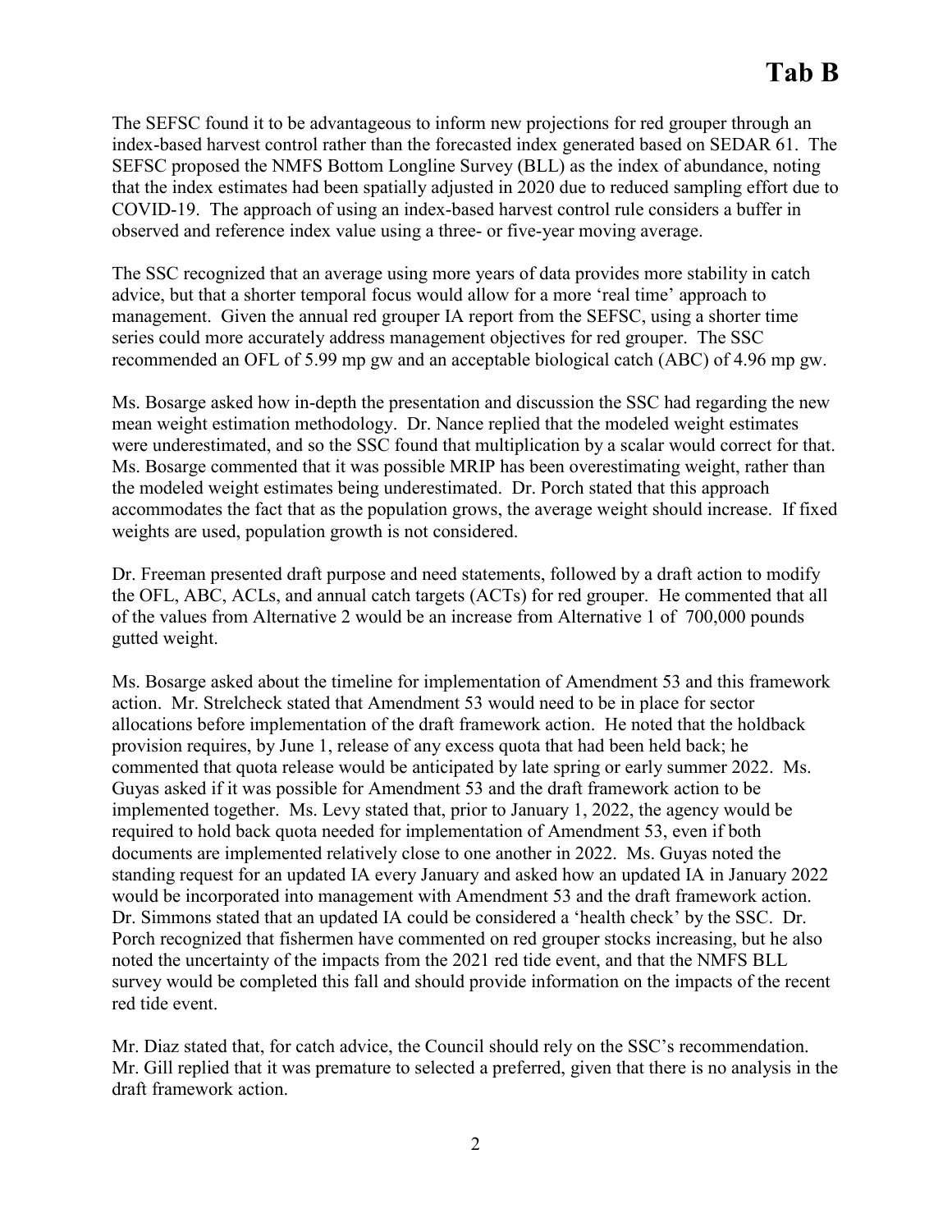# Tab B

The SEFSC found it to be advantageous to inform new projections for red grouper through an index-based harvest control rather than the forecasted index generated based on SEDAR 61. The SEFSC proposed the NMFS Bottom Longline Survey (BLL) as the index of abundance, noting that the index estimates had been spatially adjusted in 2020 due to reduced sampling effort due to COVID-19. The approach of using an index-based harvest control rule considers a buffer in observed and reference index value using a three- or five-year moving average.

The SSC recognized that an average using more years of data provides more stability in catch advice, but that a shorter temporal focus would allow for a more 'real time' approach to management. Given the annual red grouper IA report from the SEFSC, using a shorter time series could more accurately address management objectives for red grouper. The SSC recommended an OFL of 5.99 mp gw and an acceptable biological catch (ABC) of 4.96 mp gw.

Ms. Bosarge asked how in-depth the presentation and discussion the SSC had regarding the new mean weight estimation methodology. Dr. Nance replied that the modeled weight estimates were underestimated, and so the SSC found that multiplication by a scalar would correct for that. Ms. Bosarge commented that it was possible MRIP has been overestimating weight, rather than the modeled weight estimates being underestimated. Dr. Porch stated that this approach accommodates the fact that as the population grows, the average weight should increase. If fixed weights are used, population growth is not considered.

Dr. Freeman presented draft purpose and need statements, followed by a draft action to modify the OFL, ABC, ACLs, and annual catch targets (ACTs) for red grouper. He commented that all of the values from Alternative 2 would be an increase from Alternative 1 of 700,000 pounds gutted weight.

Ms. Bosarge asked about the timeline for implementation of Amendment 53 and this framework action. Mr. Strelcheck stated that Amendment 53 would need to be in place for sector allocations before implementation of the draft framework action. He noted that the holdback provision requires, by June 1, release of any excess quota that had been held back; he commented that quota release would be anticipated by late spring or early summer 2022. Ms. Guyas asked if it was possible for Amendment 53 and the draft framework action to be implemented together. Ms. Levy stated that, prior to January 1, 2022, the agency would be required to hold back quota needed for implementation of Amendment 53, even if both documents are implemented relatively close to one another in 2022. Ms. Guyas noted the standing request for an updated IA every January and asked how an updated IA in January 2022 would be incorporated into management with Amendment 53 and the draft framework action. Dr. Simmons stated that an updated IA could be considered a 'health check' by the SSC. Dr. Porch recognized that fishermen have commented on red grouper stocks increasing, but he also noted the uncertainty of the impacts from the 2021 red tide event, and that the NMFS BLL survey would be completed this fall and should provide information on the impacts of the recent red tide event.

Mr. Diaz stated that, for catch advice, the Council should rely on the SSC's recommendation. Mr. Gill replied that it was premature to selected a preferred, given that there is no analysis in the draft framework action.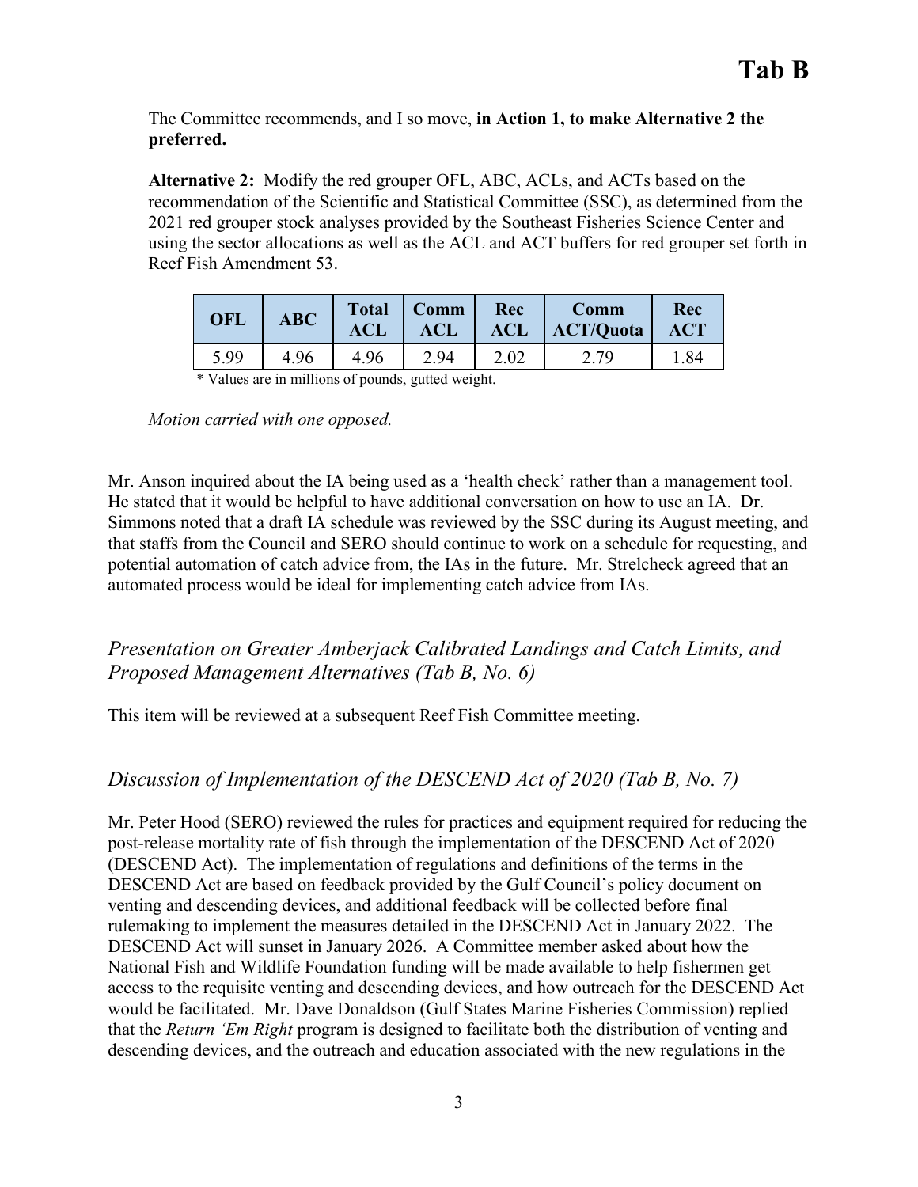The Committee recommends, and I so move, **in Action 1, to make Alternative 2 the preferred.**

**Alternative 2:** Modify the red grouper OFL, ABC, ACLs, and ACTs based on the recommendation of the Scientific and Statistical Committee (SSC), as determined from the 2021 red grouper stock analyses provided by the Southeast Fisheries Science Center and using the sector allocations as well as the ACL and ACT buffers for red grouper set forth in Reef Fish Amendment 53.

| OFL | ABC | Total ACL | Comm ACL | Rec ACL | Comm ACT/Quota | Rec ACT |
|---|---|---|---|---|---|---|
| 5.99 | 4.96 | 4.96 | 2.94 | 2.02 | 2.79 | 1.84 |

\* Values are in millions of pounds, gutted weight.

*Motion carried with one opposed.*

Mr. Anson inquired about the IA being used as a 'health check' rather than a management tool. He stated that it would be helpful to have additional conversation on how to use an IA. Dr. Simmons noted that a draft IA schedule was reviewed by the SSC during its August meeting, and that staffs from the Council and SERO should continue to work on a schedule for requesting, and potential automation of catch advice from, the IAs in the future. Mr. Strelcheck agreed that an automated process would be ideal for implementing catch advice from IAs.

## *Presentation on Greater Amberjack Calibrated Landings and Catch Limits, and Proposed Management Alternatives (Tab B, No. 6)*

This item will be reviewed at a subsequent Reef Fish Committee meeting.

## *Discussion of Implementation of the DESCEND Act of 2020 (Tab B, No. 7)*

Mr. Peter Hood (SERO) reviewed the rules for practices and equipment required for reducing the post-release mortality rate of fish through the implementation of the DESCEND Act of 2020 (DESCEND Act). The implementation of regulations and definitions of the terms in the DESCEND Act are based on feedback provided by the Gulf Council's policy document on venting and descending devices, and additional feedback will be collected before final rulemaking to implement the measures detailed in the DESCEND Act in January 2022. The DESCEND Act will sunset in January 2026. A Committee member asked about how the National Fish and Wildlife Foundation funding will be made available to help fishermen get access to the requisite venting and descending devices, and how outreach for the DESCEND Act would be facilitated. Mr. Dave Donaldson (Gulf States Marine Fisheries Commission) replied that the *Return 'Em Right* program is designed to facilitate both the distribution of venting and descending devices, and the outreach and education associated with the new regulations in the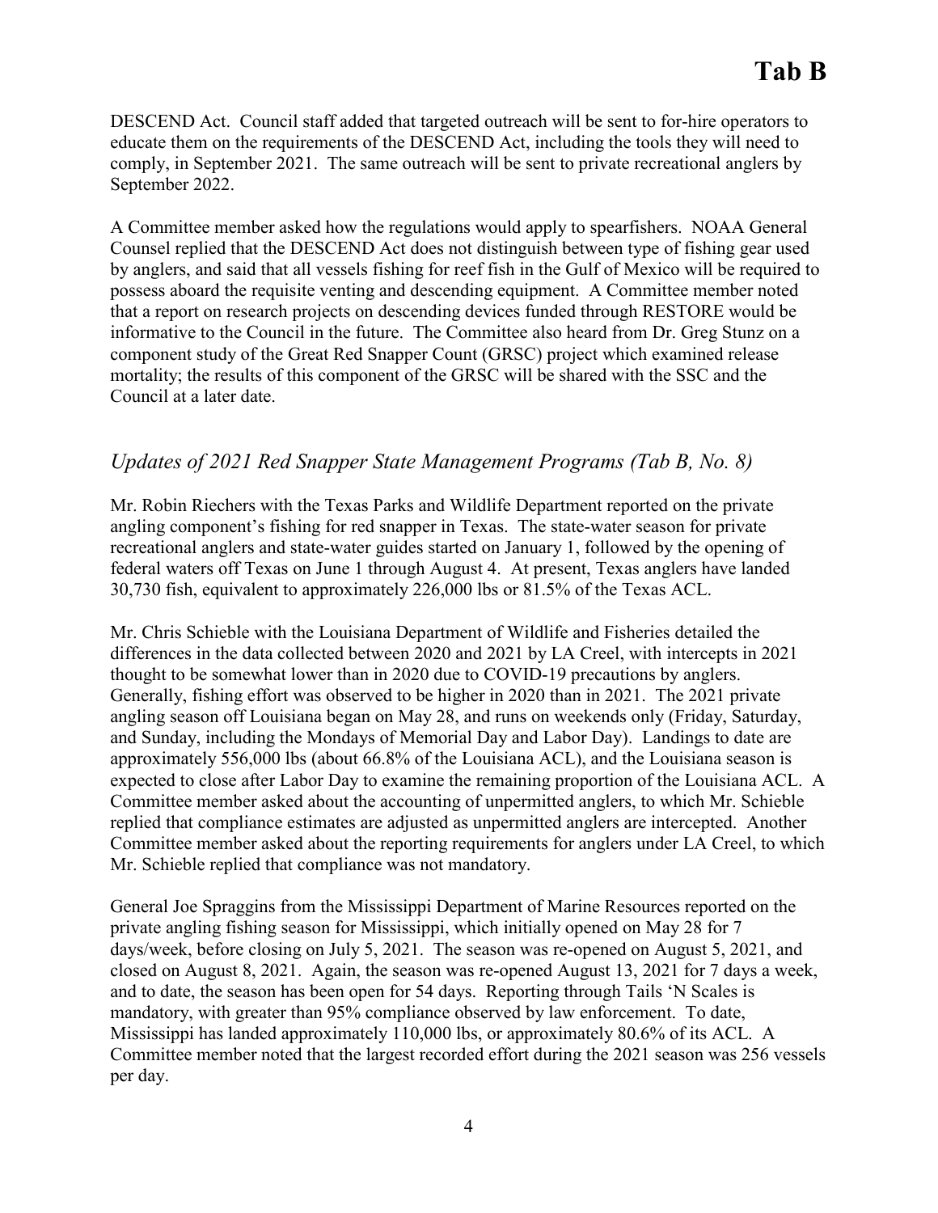DESCEND Act. Council staff added that targeted outreach will be sent to for-hire operators to educate them on the requirements of the DESCEND Act, including the tools they will need to comply, in September 2021. The same outreach will be sent to private recreational anglers by September 2022.

A Committee member asked how the regulations would apply to spearfishers. NOAA General Counsel replied that the DESCEND Act does not distinguish between type of fishing gear used by anglers, and said that all vessels fishing for reef fish in the Gulf of Mexico will be required to possess aboard the requisite venting and descending equipment. A Committee member noted that a report on research projects on descending devices funded through RESTORE would be informative to the Council in the future. The Committee also heard from Dr. Greg Stunz on a component study of the Great Red Snapper Count (GRSC) project which examined release mortality; the results of this component of the GRSC will be shared with the SSC and the Council at a later date.

## *Updates of 2021 Red Snapper State Management Programs (Tab B, No. 8)*

Mr. Robin Riechers with the Texas Parks and Wildlife Department reported on the private angling component's fishing for red snapper in Texas. The state-water season for private recreational anglers and state-water guides started on January 1, followed by the opening of federal waters off Texas on June 1 through August 4. At present, Texas anglers have landed 30,730 fish, equivalent to approximately 226,000 lbs or 81.5% of the Texas ACL.

Mr. Chris Schieble with the Louisiana Department of Wildlife and Fisheries detailed the differences in the data collected between 2020 and 2021 by LA Creel, with intercepts in 2021 thought to be somewhat lower than in 2020 due to COVID-19 precautions by anglers. Generally, fishing effort was observed to be higher in 2020 than in 2021. The 2021 private angling season off Louisiana began on May 28, and runs on weekends only (Friday, Saturday, and Sunday, including the Mondays of Memorial Day and Labor Day). Landings to date are approximately 556,000 lbs (about 66.8% of the Louisiana ACL), and the Louisiana season is expected to close after Labor Day to examine the remaining proportion of the Louisiana ACL. A Committee member asked about the accounting of unpermitted anglers, to which Mr. Schieble replied that compliance estimates are adjusted as unpermitted anglers are intercepted. Another Committee member asked about the reporting requirements for anglers under LA Creel, to which Mr. Schieble replied that compliance was not mandatory.

General Joe Spraggins from the Mississippi Department of Marine Resources reported on the private angling fishing season for Mississippi, which initially opened on May 28 for 7 days/week, before closing on July 5, 2021. The season was re-opened on August 5, 2021, and closed on August 8, 2021. Again, the season was re-opened August 13, 2021 for 7 days a week, and to date, the season has been open for 54 days. Reporting through Tails 'N Scales is mandatory, with greater than 95% compliance observed by law enforcement. To date, Mississippi has landed approximately 110,000 lbs, or approximately 80.6% of its ACL. A Committee member noted that the largest recorded effort during the 2021 season was 256 vessels per day.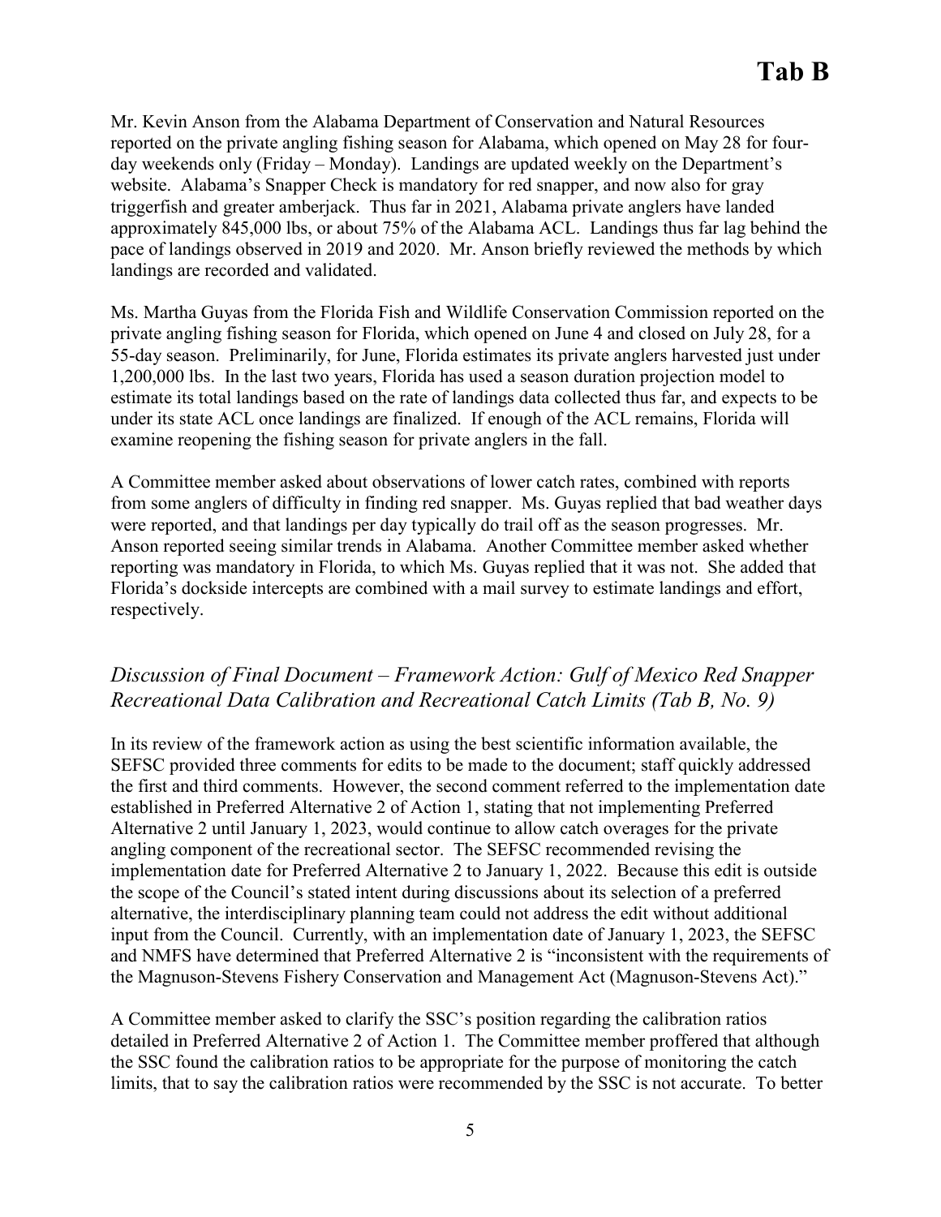Mr. Kevin Anson from the Alabama Department of Conservation and Natural Resources reported on the private angling fishing season for Alabama, which opened on May 28 for four-day weekends only (Friday – Monday). Landings are updated weekly on the Department's website. Alabama's Snapper Check is mandatory for red snapper, and now also for gray triggerfish and greater amberjack. Thus far in 2021, Alabama private anglers have landed approximately 845,000 lbs, or about 75% of the Alabama ACL. Landings thus far lag behind the pace of landings observed in 2019 and 2020. Mr. Anson briefly reviewed the methods by which landings are recorded and validated.

Ms. Martha Guyas from the Florida Fish and Wildlife Conservation Commission reported on the private angling fishing season for Florida, which opened on June 4 and closed on July 28, for a 55-day season. Preliminarily, for June, Florida estimates its private anglers harvested just under 1,200,000 lbs. In the last two years, Florida has used a season duration projection model to estimate its total landings based on the rate of landings data collected thus far, and expects to be under its state ACL once landings are finalized. If enough of the ACL remains, Florida will examine reopening the fishing season for private anglers in the fall.

A Committee member asked about observations of lower catch rates, combined with reports from some anglers of difficulty in finding red snapper. Ms. Guyas replied that bad weather days were reported, and that landings per day typically do trail off as the season progresses. Mr. Anson reported seeing similar trends in Alabama. Another Committee member asked whether reporting was mandatory in Florida, to which Ms. Guyas replied that it was not. She added that Florida's dockside intercepts are combined with a mail survey to estimate landings and effort, respectively.

## *Discussion of Final Document – Framework Action: Gulf of Mexico Red Snapper Recreational Data Calibration and Recreational Catch Limits (Tab B, No. 9)*

In its review of the framework action as using the best scientific information available, the SEFSC provided three comments for edits to be made to the document; staff quickly addressed the first and third comments. However, the second comment referred to the implementation date established in Preferred Alternative 2 of Action 1, stating that not implementing Preferred Alternative 2 until January 1, 2023, would continue to allow catch overages for the private angling component of the recreational sector. The SEFSC recommended revising the implementation date for Preferred Alternative 2 to January 1, 2022. Because this edit is outside the scope of the Council's stated intent during discussions about its selection of a preferred alternative, the interdisciplinary planning team could not address the edit without additional input from the Council. Currently, with an implementation date of January 1, 2023, the SEFSC and NMFS have determined that Preferred Alternative 2 is "inconsistent with the requirements of the Magnuson-Stevens Fishery Conservation and Management Act (Magnuson-Stevens Act)."

A Committee member asked to clarify the SSC's position regarding the calibration ratios detailed in Preferred Alternative 2 of Action 1. The Committee member proffered that although the SSC found the calibration ratios to be appropriate for the purpose of monitoring the catch limits, that to say the calibration ratios were recommended by the SSC is not accurate. To better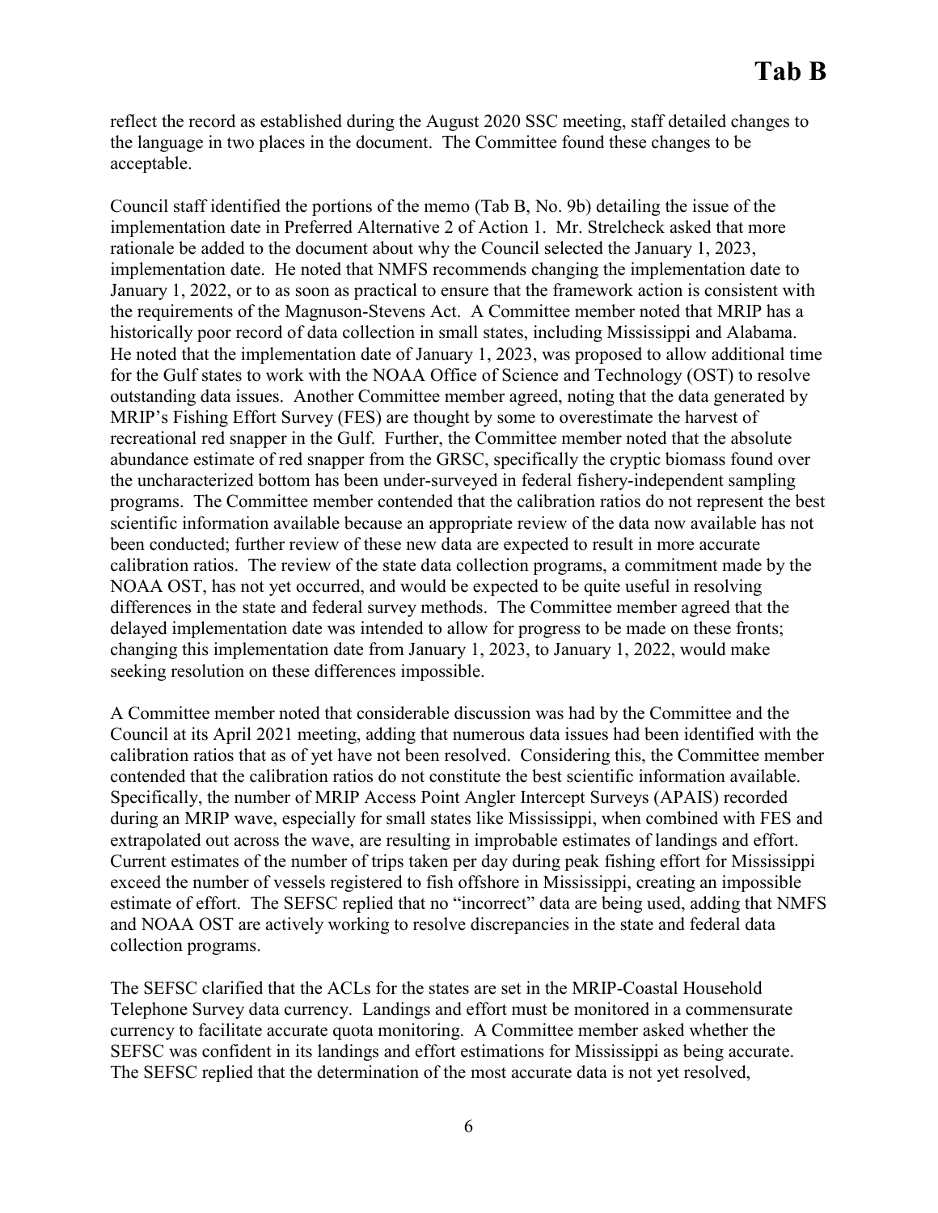reflect the record as established during the August 2020 SSC meeting, staff detailed changes to the language in two places in the document. The Committee found these changes to be acceptable.

Council staff identified the portions of the memo (Tab B, No. 9b) detailing the issue of the implementation date in Preferred Alternative 2 of Action 1. Mr. Strelcheck asked that more rationale be added to the document about why the Council selected the January 1, 2023, implementation date. He noted that NMFS recommends changing the implementation date to January 1, 2022, or to as soon as practical to ensure that the framework action is consistent with the requirements of the Magnuson-Stevens Act. A Committee member noted that MRIP has a historically poor record of data collection in small states, including Mississippi and Alabama. He noted that the implementation date of January 1, 2023, was proposed to allow additional time for the Gulf states to work with the NOAA Office of Science and Technology (OST) to resolve outstanding data issues. Another Committee member agreed, noting that the data generated by MRIP's Fishing Effort Survey (FES) are thought by some to overestimate the harvest of recreational red snapper in the Gulf. Further, the Committee member noted that the absolute abundance estimate of red snapper from the GRSC, specifically the cryptic biomass found over the uncharacterized bottom has been under-surveyed in federal fishery-independent sampling programs. The Committee member contended that the calibration ratios do not represent the best scientific information available because an appropriate review of the data now available has not been conducted; further review of these new data are expected to result in more accurate calibration ratios. The review of the state data collection programs, a commitment made by the NOAA OST, has not yet occurred, and would be expected to be quite useful in resolving differences in the state and federal survey methods. The Committee member agreed that the delayed implementation date was intended to allow for progress to be made on these fronts; changing this implementation date from January 1, 2023, to January 1, 2022, would make seeking resolution on these differences impossible.

A Committee member noted that considerable discussion was had by the Committee and the Council at its April 2021 meeting, adding that numerous data issues had been identified with the calibration ratios that as of yet have not been resolved. Considering this, the Committee member contended that the calibration ratios do not constitute the best scientific information available. Specifically, the number of MRIP Access Point Angler Intercept Surveys (APAIS) recorded during an MRIP wave, especially for small states like Mississippi, when combined with FES and extrapolated out across the wave, are resulting in improbable estimates of landings and effort. Current estimates of the number of trips taken per day during peak fishing effort for Mississippi exceed the number of vessels registered to fish offshore in Mississippi, creating an impossible estimate of effort. The SEFSC replied that no "incorrect" data are being used, adding that NMFS and NOAA OST are actively working to resolve discrepancies in the state and federal data collection programs.

The SEFSC clarified that the ACLs for the states are set in the MRIP-Coastal Household Telephone Survey data currency. Landings and effort must be monitored in a commensurate currency to facilitate accurate quota monitoring. A Committee member asked whether the SEFSC was confident in its landings and effort estimations for Mississippi as being accurate. The SEFSC replied that the determination of the most accurate data is not yet resolved,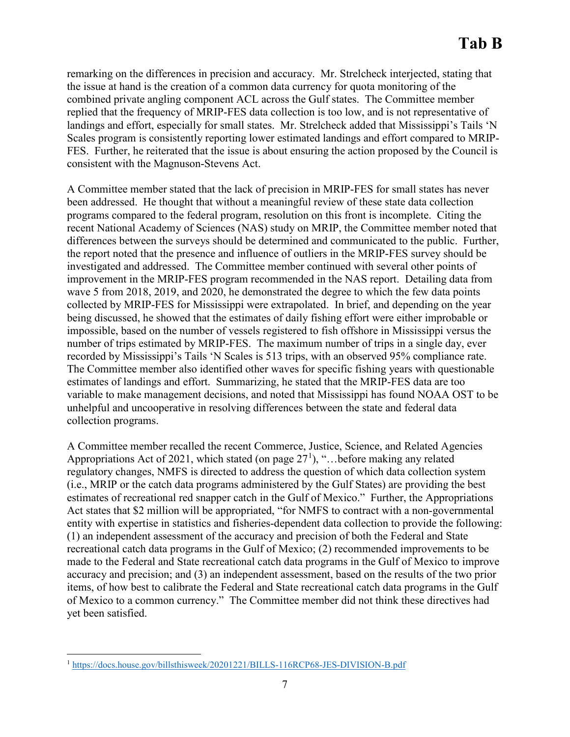remarking on the differences in precision and accuracy. Mr. Strelcheck interjected, stating that the issue at hand is the creation of a common data currency for quota monitoring of the combined private angling component ACL across the Gulf states. The Committee member replied that the frequency of MRIP-FES data collection is too low, and is not representative of landings and effort, especially for small states. Mr. Strelcheck added that Mississippi's Tails 'N Scales program is consistently reporting lower estimated landings and effort compared to MRIP-FES. Further, he reiterated that the issue is about ensuring the action proposed by the Council is consistent with the Magnuson-Stevens Act.

A Committee member stated that the lack of precision in MRIP-FES for small states has never been addressed. He thought that without a meaningful review of these state data collection programs compared to the federal program, resolution on this front is incomplete. Citing the recent National Academy of Sciences (NAS) study on MRIP, the Committee member noted that differences between the surveys should be determined and communicated to the public. Further, the report noted that the presence and influence of outliers in the MRIP-FES survey should be investigated and addressed. The Committee member continued with several other points of improvement in the MRIP-FES program recommended in the NAS report. Detailing data from wave 5 from 2018, 2019, and 2020, he demonstrated the degree to which the few data points collected by MRIP-FES for Mississippi were extrapolated. In brief, and depending on the year being discussed, he showed that the estimates of daily fishing effort were either improbable or impossible, based on the number of vessels registered to fish offshore in Mississippi versus the number of trips estimated by MRIP-FES. The maximum number of trips in a single day, ever recorded by Mississippi's Tails 'N Scales is 513 trips, with an observed 95% compliance rate. The Committee member also identified other waves for specific fishing years with questionable estimates of landings and effort. Summarizing, he stated that the MRIP-FES data are too variable to make management decisions, and noted that Mississippi has found NOAA OST to be unhelpful and uncooperative in resolving differences between the state and federal data collection programs.

A Committee member recalled the recent Commerce, Justice, Science, and Related Agencies Appropriations Act of 2021, which stated (on page 27[1]), "…before making any related regulatory changes, NMFS is directed to address the question of which data collection system (i.e., MRIP or the catch data programs administered by the Gulf States) are providing the best estimates of recreational red snapper catch in the Gulf of Mexico." Further, the Appropriations Act states that $2 million will be appropriated, "for NMFS to contract with a non-governmental entity with expertise in statistics and fisheries-dependent data collection to provide the following: (1) an independent assessment of the accuracy and precision of both the Federal and State recreational catch data programs in the Gulf of Mexico; (2) recommended improvements to be made to the Federal and State recreational catch data programs in the Gulf of Mexico to improve accuracy and precision; and (3) an independent assessment, based on the results of the two prior items, of how best to calibrate the Federal and State recreational catch data programs in the Gulf of Mexico to a common currency." The Committee member did not think these directives had yet been satisfied.

---

[1] https://docs.house.gov/billsthisweek/20201221/BILLS-116RCP68-JES-DIVISION-B.pdf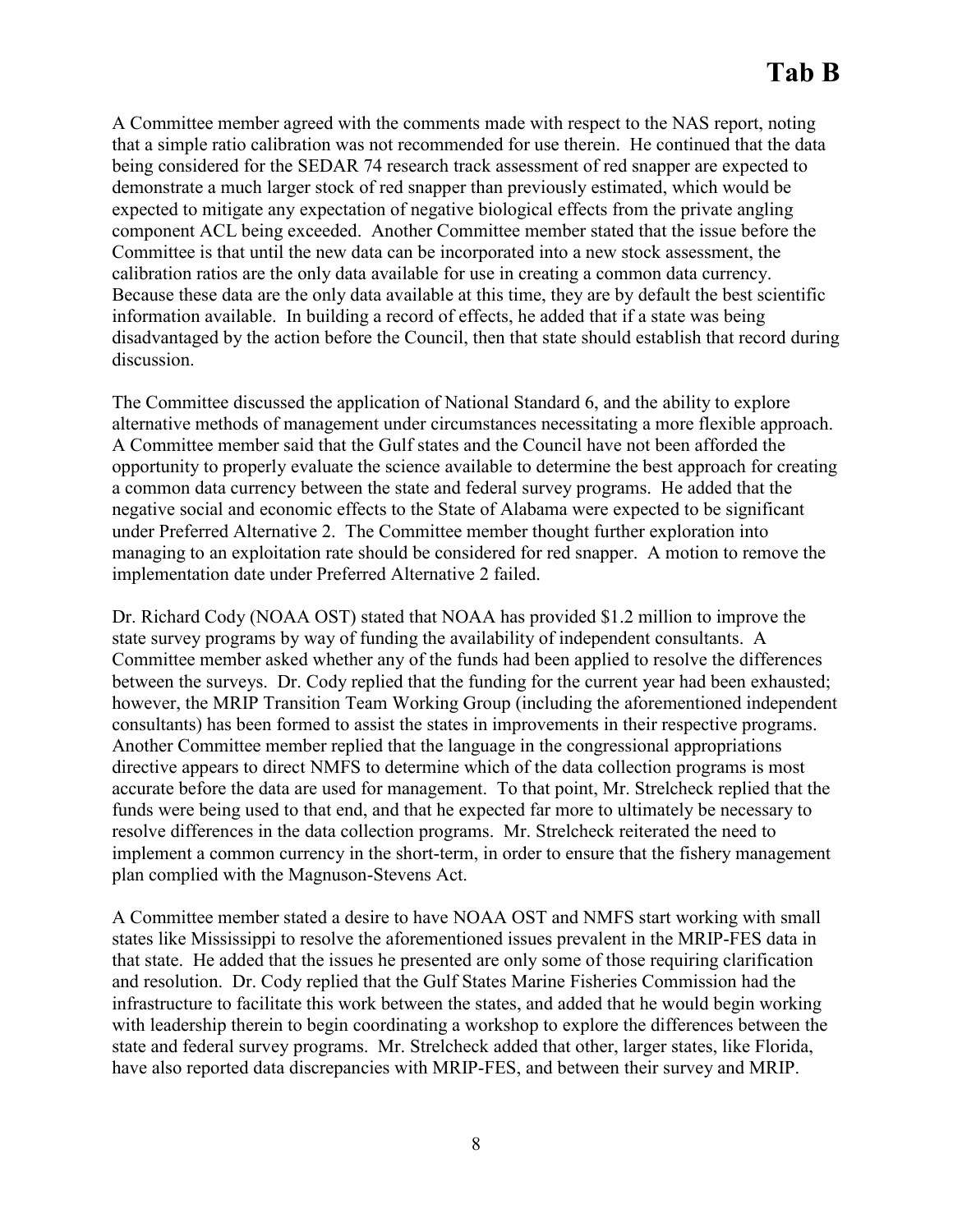A Committee member agreed with the comments made with respect to the NAS report, noting that a simple ratio calibration was not recommended for use therein. He continued that the data being considered for the SEDAR 74 research track assessment of red snapper are expected to demonstrate a much larger stock of red snapper than previously estimated, which would be expected to mitigate any expectation of negative biological effects from the private angling component ACL being exceeded. Another Committee member stated that the issue before the Committee is that until the new data can be incorporated into a new stock assessment, the calibration ratios are the only data available for use in creating a common data currency. Because these data are the only data available at this time, they are by default the best scientific information available. In building a record of effects, he added that if a state was being disadvantaged by the action before the Council, then that state should establish that record during discussion.

The Committee discussed the application of National Standard 6, and the ability to explore alternative methods of management under circumstances necessitating a more flexible approach. A Committee member said that the Gulf states and the Council have not been afforded the opportunity to properly evaluate the science available to determine the best approach for creating a common data currency between the state and federal survey programs. He added that the negative social and economic effects to the State of Alabama were expected to be significant under Preferred Alternative 2. The Committee member thought further exploration into managing to an exploitation rate should be considered for red snapper. A motion to remove the implementation date under Preferred Alternative 2 failed.

Dr. Richard Cody (NOAA OST) stated that NOAA has provided $1.2 million to improve the state survey programs by way of funding the availability of independent consultants. A Committee member asked whether any of the funds had been applied to resolve the differences between the surveys. Dr. Cody replied that the funding for the current year had been exhausted; however, the MRIP Transition Team Working Group (including the aforementioned independent consultants) has been formed to assist the states in improvements in their respective programs. Another Committee member replied that the language in the congressional appropriations directive appears to direct NMFS to determine which of the data collection programs is most accurate before the data are used for management. To that point, Mr. Strelcheck replied that the funds were being used to that end, and that he expected far more to ultimately be necessary to resolve differences in the data collection programs. Mr. Strelcheck reiterated the need to implement a common currency in the short-term, in order to ensure that the fishery management plan complied with the Magnuson-Stevens Act.

A Committee member stated a desire to have NOAA OST and NMFS start working with small states like Mississippi to resolve the aforementioned issues prevalent in the MRIP-FES data in that state. He added that the issues he presented are only some of those requiring clarification and resolution. Dr. Cody replied that the Gulf States Marine Fisheries Commission had the infrastructure to facilitate this work between the states, and added that he would begin working with leadership therein to begin coordinating a workshop to explore the differences between the state and federal survey programs. Mr. Strelcheck added that other, larger states, like Florida, have also reported data discrepancies with MRIP-FES, and between their survey and MRIP.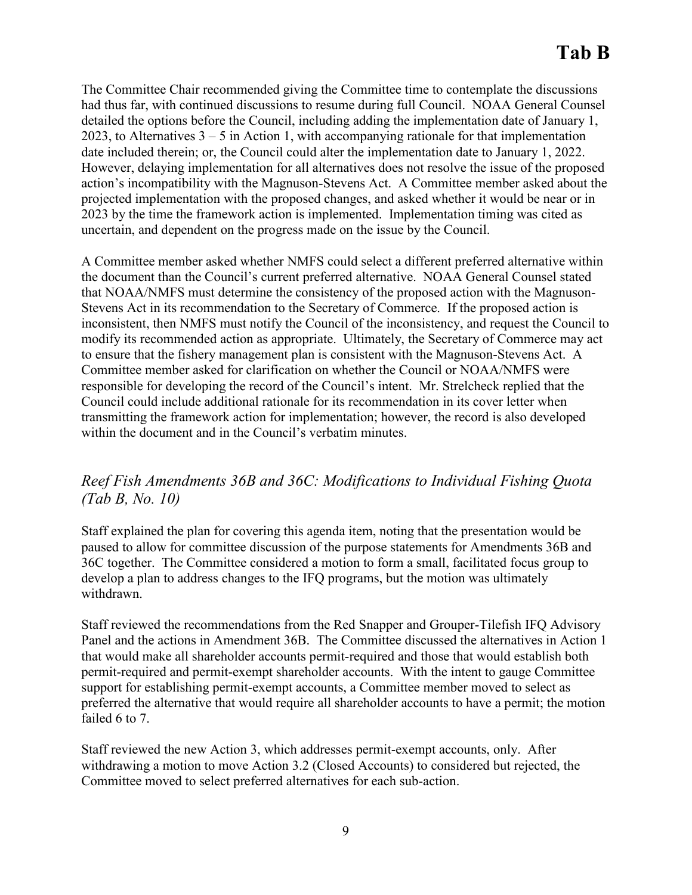The Committee Chair recommended giving the Committee time to contemplate the discussions had thus far, with continued discussions to resume during full Council. NOAA General Counsel detailed the options before the Council, including adding the implementation date of January 1, 2023, to Alternatives 3 – 5 in Action 1, with accompanying rationale for that implementation date included therein; or, the Council could alter the implementation date to January 1, 2022. However, delaying implementation for all alternatives does not resolve the issue of the proposed action's incompatibility with the Magnuson-Stevens Act. A Committee member asked about the projected implementation with the proposed changes, and asked whether it would be near or in 2023 by the time the framework action is implemented. Implementation timing was cited as uncertain, and dependent on the progress made on the issue by the Council.

A Committee member asked whether NMFS could select a different preferred alternative within the document than the Council's current preferred alternative. NOAA General Counsel stated that NOAA/NMFS must determine the consistency of the proposed action with the Magnuson-Stevens Act in its recommendation to the Secretary of Commerce. If the proposed action is inconsistent, then NMFS must notify the Council of the inconsistency, and request the Council to modify its recommended action as appropriate. Ultimately, the Secretary of Commerce may act to ensure that the fishery management plan is consistent with the Magnuson-Stevens Act. A Committee member asked for clarification on whether the Council or NOAA/NMFS were responsible for developing the record of the Council's intent. Mr. Strelcheck replied that the Council could include additional rationale for its recommendation in its cover letter when transmitting the framework action for implementation; however, the record is also developed within the document and in the Council's verbatim minutes.

## *Reef Fish Amendments 36B and 36C: Modifications to Individual Fishing Quota (Tab B, No. 10)*

Staff explained the plan for covering this agenda item, noting that the presentation would be paused to allow for committee discussion of the purpose statements for Amendments 36B and 36C together. The Committee considered a motion to form a small, facilitated focus group to develop a plan to address changes to the IFQ programs, but the motion was ultimately withdrawn.

Staff reviewed the recommendations from the Red Snapper and Grouper-Tilefish IFQ Advisory Panel and the actions in Amendment 36B. The Committee discussed the alternatives in Action 1 that would make all shareholder accounts permit-required and those that would establish both permit-required and permit-exempt shareholder accounts. With the intent to gauge Committee support for establishing permit-exempt accounts, a Committee member moved to select as preferred the alternative that would require all shareholder accounts to have a permit; the motion failed 6 to 7.

Staff reviewed the new Action 3, which addresses permit-exempt accounts, only. After withdrawing a motion to move Action 3.2 (Closed Accounts) to considered but rejected, the Committee moved to select preferred alternatives for each sub-action.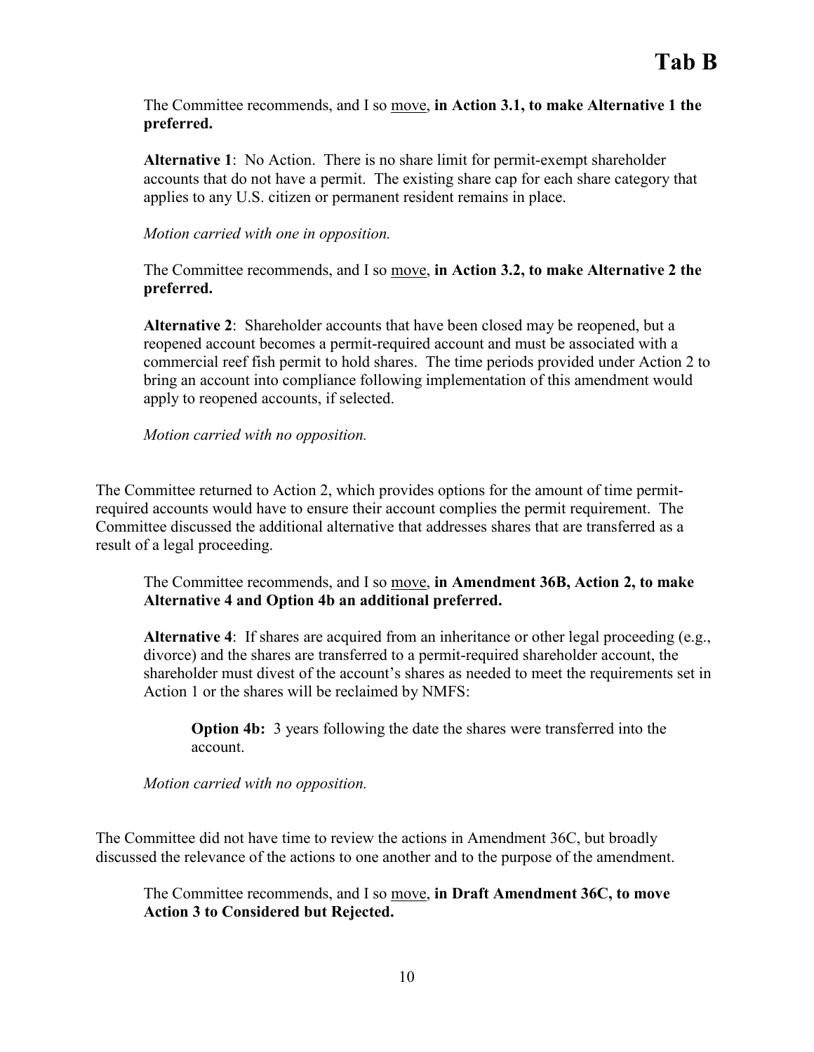The Committee recommends, and I so move, **in Action 3.1, to make Alternative 1 the preferred.**

**Alternative 1**: No Action. There is no share limit for permit-exempt shareholder accounts that do not have a permit. The existing share cap for each share category that applies to any U.S. citizen or permanent resident remains in place.

*Motion carried with one in opposition.*

The Committee recommends, and I so move, **in Action 3.2, to make Alternative 2 the preferred.**

**Alternative 2**: Shareholder accounts that have been closed may be reopened, but a reopened account becomes a permit-required account and must be associated with a commercial reef fish permit to hold shares. The time periods provided under Action 2 to bring an account into compliance following implementation of this amendment would apply to reopened accounts, if selected.

*Motion carried with no opposition.*

The Committee returned to Action 2, which provides options for the amount of time permit-required accounts would have to ensure their account complies the permit requirement. The Committee discussed the additional alternative that addresses shares that are transferred as a result of a legal proceeding.

The Committee recommends, and I so move, **in Amendment 36B, Action 2, to make Alternative 4 and Option 4b an additional preferred.**

**Alternative 4**: If shares are acquired from an inheritance or other legal proceeding (e.g., divorce) and the shares are transferred to a permit-required shareholder account, the shareholder must divest of the account's shares as needed to meet the requirements set in Action 1 or the shares will be reclaimed by NMFS:

> **Option 4b:** 3 years following the date the shares were transferred into the account.

*Motion carried with no opposition.*

The Committee did not have time to review the actions in Amendment 36C, but broadly discussed the relevance of the actions to one another and to the purpose of the amendment.

The Committee recommends, and I so move, **in Draft Amendment 36C, to move Action 3 to Considered but Rejected.**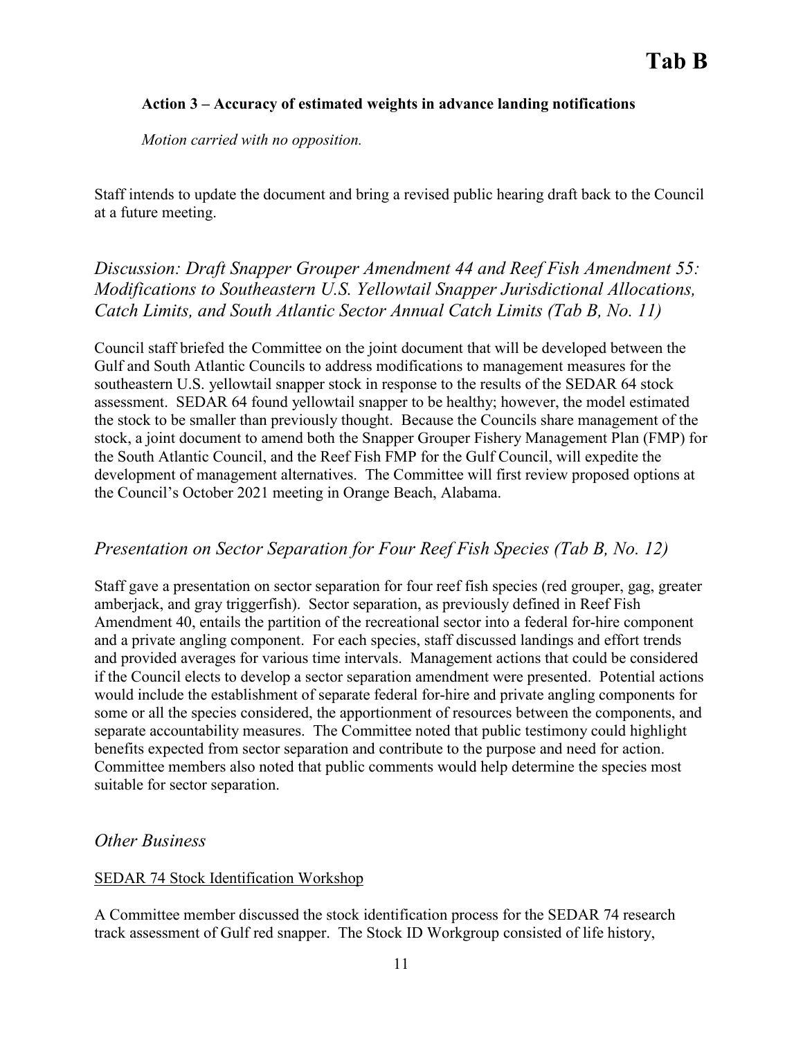**Action 3 – Accuracy of estimated weights in advance landing notifications**

*Motion carried with no opposition.*

Staff intends to update the document and bring a revised public hearing draft back to the Council at a future meeting.

## *Discussion: Draft Snapper Grouper Amendment 44 and Reef Fish Amendment 55: Modifications to Southeastern U.S. Yellowtail Snapper Jurisdictional Allocations, Catch Limits, and South Atlantic Sector Annual Catch Limits (Tab B, No. 11)*

Council staff briefed the Committee on the joint document that will be developed between the Gulf and South Atlantic Councils to address modifications to management measures for the southeastern U.S. yellowtail snapper stock in response to the results of the SEDAR 64 stock assessment. SEDAR 64 found yellowtail snapper to be healthy; however, the model estimated the stock to be smaller than previously thought. Because the Councils share management of the stock, a joint document to amend both the Snapper Grouper Fishery Management Plan (FMP) for the South Atlantic Council, and the Reef Fish FMP for the Gulf Council, will expedite the development of management alternatives. The Committee will first review proposed options at the Council's October 2021 meeting in Orange Beach, Alabama.

## *Presentation on Sector Separation for Four Reef Fish Species (Tab B, No. 12)*

Staff gave a presentation on sector separation for four reef fish species (red grouper, gag, greater amberjack, and gray triggerfish). Sector separation, as previously defined in Reef Fish Amendment 40, entails the partition of the recreational sector into a federal for-hire component and a private angling component. For each species, staff discussed landings and effort trends and provided averages for various time intervals. Management actions that could be considered if the Council elects to develop a sector separation amendment were presented. Potential actions would include the establishment of separate federal for-hire and private angling components for some or all the species considered, the apportionment of resources between the components, and separate accountability measures. The Committee noted that public testimony could highlight benefits expected from sector separation and contribute to the purpose and need for action. Committee members also noted that public comments would help determine the species most suitable for sector separation.

## *Other Business*

<u>SEDAR 74 Stock Identification Workshop</u>

A Committee member discussed the stock identification process for the SEDAR 74 research track assessment of Gulf red snapper. The Stock ID Workgroup consisted of life history,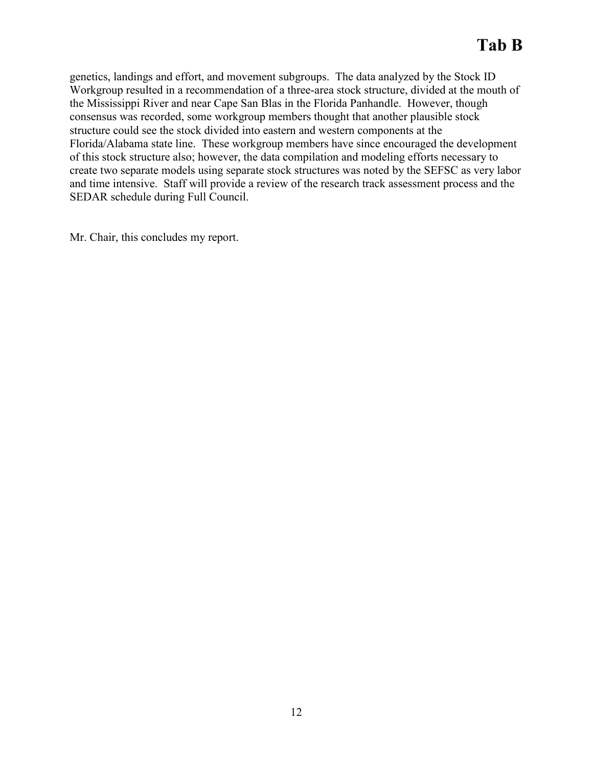genetics, landings and effort, and movement subgroups. The data analyzed by the Stock ID Workgroup resulted in a recommendation of a three-area stock structure, divided at the mouth of the Mississippi River and near Cape San Blas in the Florida Panhandle. However, though consensus was recorded, some workgroup members thought that another plausible stock structure could see the stock divided into eastern and western components at the Florida/Alabama state line. These workgroup members have since encouraged the development of this stock structure also; however, the data compilation and modeling efforts necessary to create two separate models using separate stock structures was noted by the SEFSC as very labor and time intensive. Staff will provide a review of the research track assessment process and the SEDAR schedule during Full Council.

Mr. Chair, this concludes my report.